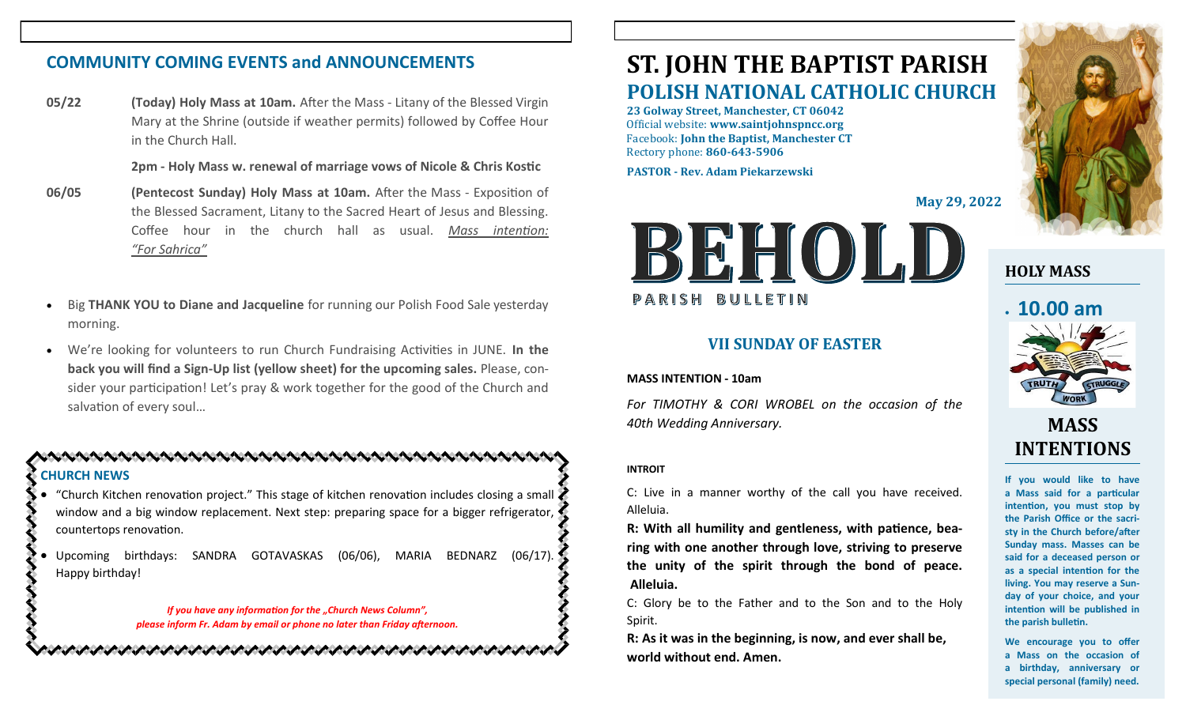## COMMUNITY COMING EVENTS and ANNOUNCEMENTS

**05/22** **(Today) Holy Mass at 10am.** After the Mass - Litany of the Blessed Virgin Mary at the Shrine (outside if weather permits) followed by Coffee Hour in the Church Hall.

**2pm - Holy Mass w. renewal of marriage vows of Nicole & Chris Kostic**

**06/05** **(Pentecost Sunday) Holy Mass at 10am.** After the Mass - Exposition of the Blessed Sacrament, Litany to the Sacred Heart of Jesus and Blessing. Coffee hour in the church hall as usual. *Mass intention: "For Sahrica"*

- Big **THANK YOU to Diane and Jacqueline** for running our Polish Food Sale yesterday morning.
- We're looking for volunteers to run Church Fundraising Activities in JUNE. **In the back you will find a Sign-Up list (yellow sheet) for the upcoming sales.** Please, consider your participation! Let's pray & work together for the good of the Church and salvation of every soul…

### CHURCH NEWS

- "Church Kitchen renovation project." This stage of kitchen renovation includes closing a small window and a big window replacement. Next step: preparing space for a bigger refrigerator, countertops renovation.
- Upcoming birthdays: SANDRA GOTAVASKAS (06/06), MARIA BEDNARZ (06/17). Happy birthday!

***If you have any information for the „Church News Column", please inform Fr. Adam by email or phone no later than Friday afternoon.***

# ST. JOHN THE BAPTIST PARISH
## POLISH NATIONAL CATHOLIC CHURCH

**23 Golway Street, Manchester, CT 06042**
Official website: **www.saintjohnspncc.org**
Facebook: **John the Baptist, Manchester CT**
Rectory phone: **860-643-5906**

**PASTOR - Rev. Adam Piekarzewski**

**May 29, 2022**

# BEHOLD
PARISH BULLETIN

### VII SUNDAY OF EASTER

**MASS INTENTION - 10am**

*For TIMOTHY & CORI WROBEL on the occasion of the 40th Wedding Anniversary.*

**INTROIT**

C: Live in a manner worthy of the call you have received. Alleluia.

**R: With all humility and gentleness, with patience, bearing with one another through love, striving to preserve the unity of the spirit through the bond of peace. Alleluia.**

C: Glory be to the Father and to the Son and to the Holy Spirit.

**R: As it was in the beginning, is now, and ever shall be, world without end. Amen.**

### HOLY MASS

- **10.00 am**

### MASS INTENTIONS

**If you would like to have a Mass said for a particular intention, you must stop by the Parish Office or the sacristy in the Church before/after Sunday mass. Masses can be said for a deceased person or as a special intention for the living. You may reserve a Sunday of your choice, and your intention will be published in the parish bulletin.**

**We encourage you to offer a Mass on the occasion of a birthday, anniversary or special personal (family) need.**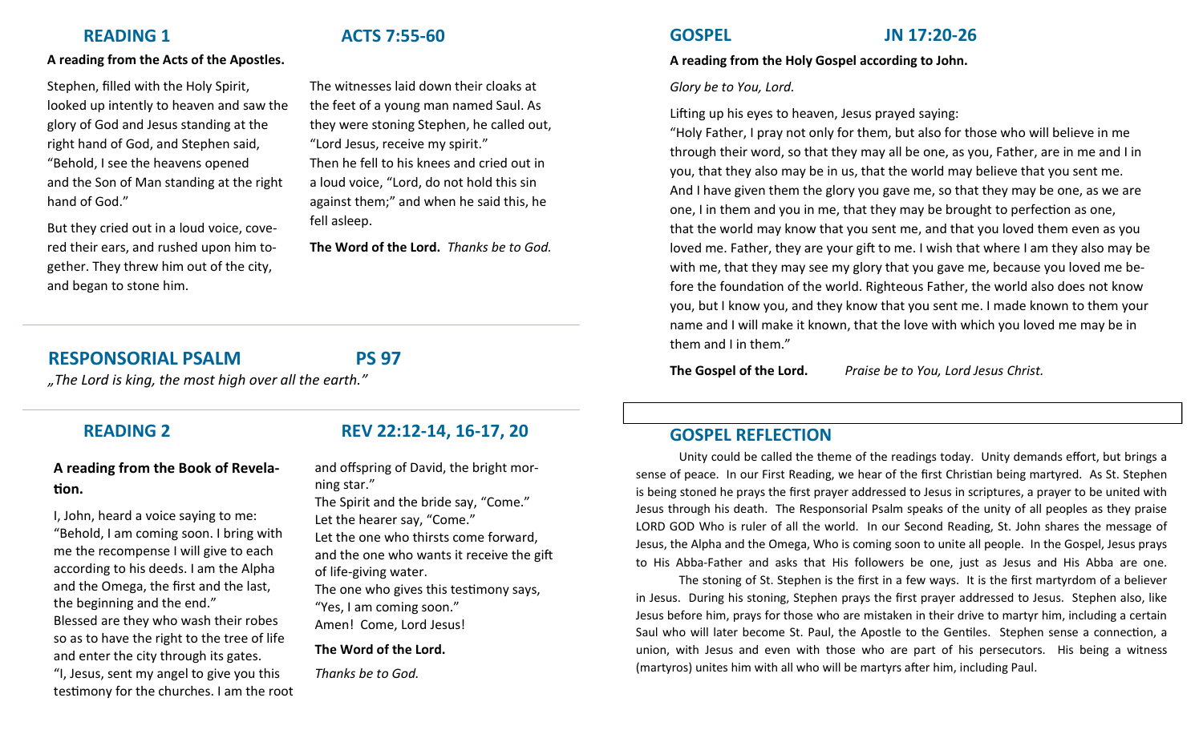## READING 1 — ACTS 7:55-60

**A reading from the Acts of the Apostles.**

Stephen, filled with the Holy Spirit, looked up intently to heaven and saw the glory of God and Jesus standing at the right hand of God, and Stephen said, "Behold, I see the heavens opened and the Son of Man standing at the right hand of God."

But they cried out in a loud voice, covered their ears, and rushed upon him together. They threw him out of the city, and began to stone him.

The witnesses laid down their cloaks at the feet of a young man named Saul. As they were stoning Stephen, he called out, "Lord Jesus, receive my spirit."
Then he fell to his knees and cried out in a loud voice, "Lord, do not hold this sin against them;" and when he said this, he fell asleep.

**The Word of the Lord.** *Thanks be to God.*

## RESPONSORIAL PSALM — PS 97

*„The Lord is king, the most high over all the earth."*

## READING 2 — REV 22:12-14, 16-17, 20

**A reading from the Book of Revelation.**

I, John, heard a voice saying to me:
"Behold, I am coming soon. I bring with me the recompense I will give to each according to his deeds. I am the Alpha and the Omega, the first and the last, the beginning and the end."
Blessed are they who wash their robes so as to have the right to the tree of life and enter the city through its gates.
"I, Jesus, sent my angel to give you this testimony for the churches. I am the root and offspring of David, the bright morning star."
The Spirit and the bride say, "Come."
Let the hearer say, "Come."
Let the one who thirsts come forward, and the one who wants it receive the gift of life-giving water.
The one who gives this testimony says, "Yes, I am coming soon."
Amen! Come, Lord Jesus!

**The Word of the Lord.**

*Thanks be to God.*

## GOSPEL — JN 17:20-26

**A reading from the Holy Gospel according to John.**

*Glory be to You, Lord.*

Lifting up his eyes to heaven, Jesus prayed saying:
"Holy Father, I pray not only for them, but also for those who will believe in me through their word, so that they may all be one, as you, Father, are in me and I in you, that they also may be in us, that the world may believe that you sent me. And I have given them the glory you gave me, so that they may be one, as we are one, I in them and you in me, that they may be brought to perfection as one, that the world may know that you sent me, and that you loved them even as you loved me. Father, they are your gift to me. I wish that where I am they also may be with me, that they may see my glory that you gave me, because you loved me before the foundation of the world. Righteous Father, the world also does not know you, but I know you, and they know that you sent me. I made known to them your name and I will make it known, that the love with which you loved me may be in them and I in them."

**The Gospel of the Lord.** *Praise be to You, Lord Jesus Christ.*

## GOSPEL REFLECTION

Unity could be called the theme of the readings today. Unity demands effort, but brings a sense of peace. In our First Reading, we hear of the first Christian being martyred. As St. Stephen is being stoned he prays the first prayer addressed to Jesus in scriptures, a prayer to be united with Jesus through his death. The Responsorial Psalm speaks of the unity of all peoples as they praise LORD GOD Who is ruler of all the world. In our Second Reading, St. John shares the message of Jesus, the Alpha and the Omega, Who is coming soon to unite all people. In the Gospel, Jesus prays to His Abba-Father and asks that His followers be one, just as Jesus and His Abba are one.

The stoning of St. Stephen is the first in a few ways. It is the first martyrdom of a believer in Jesus. During his stoning, Stephen prays the first prayer addressed to Jesus. Stephen also, like Jesus before him, prays for those who are mistaken in their drive to martyr him, including a certain Saul who will later become St. Paul, the Apostle to the Gentiles. Stephen sense a connection, a union, with Jesus and even with those who are part of his persecutors. His being a witness (martyros) unites him with all who will be martyrs after him, including Paul.